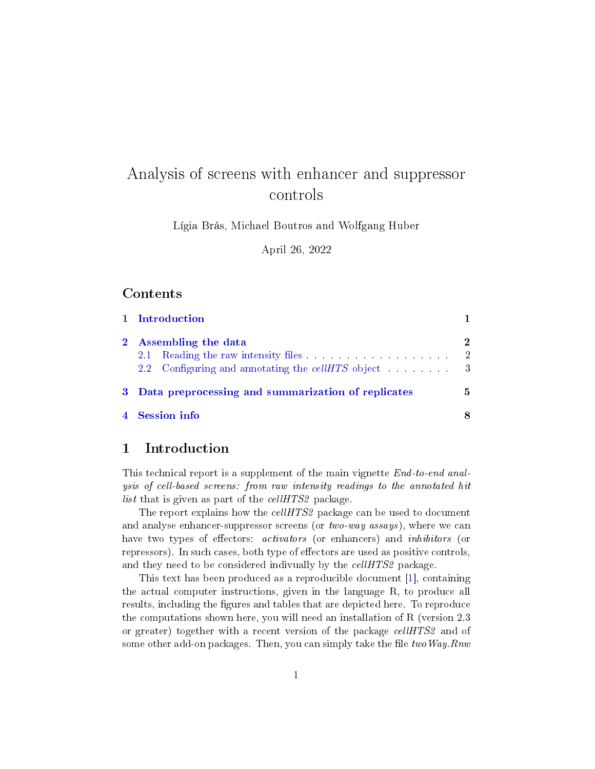# Analysis of screens with enhancer and suppressor controls

Lígia Brás, Michael Boutros and Wolfgang Huber

April 26, 2022

## Contents

1 Introduction 1

2 Assembling the data 2
- 2.1 Reading the raw intensity files 2
- 2.2 Configuring and annotating the *cellHTS* object 3

3 Data preprocessing and summarization of replicates 5

4 Session info 8

## 1 Introduction

This technical report is a supplement of the main vignette *End-to-end analysis of cell-based screens: from raw intensity readings to the annotated hit list* that is given as part of the *cellHTS2* package.

The report explains how the *cellHTS2* package can be used to document and analyse enhancer-suppressor screens (or *two-way assays*), where we can have two types of effectors: *activators* (or enhancers) and *inhibitors* (or repressors). In such cases, both type of effectors are used as positive controls, and they need to be considered indivually by the *cellHTS2* package.

This text has been produced as a reproducible document [1], containing the actual computer instructions, given in the language R, to produce all results, including the figures and tables that are depicted here. To reproduce the computations shown here, you will need an installation of R (version 2.3 or greater) together with a recent version of the package *cellHTS2* and of some other add-on packages. Then, you can simply take the file *twoWay.Rnw*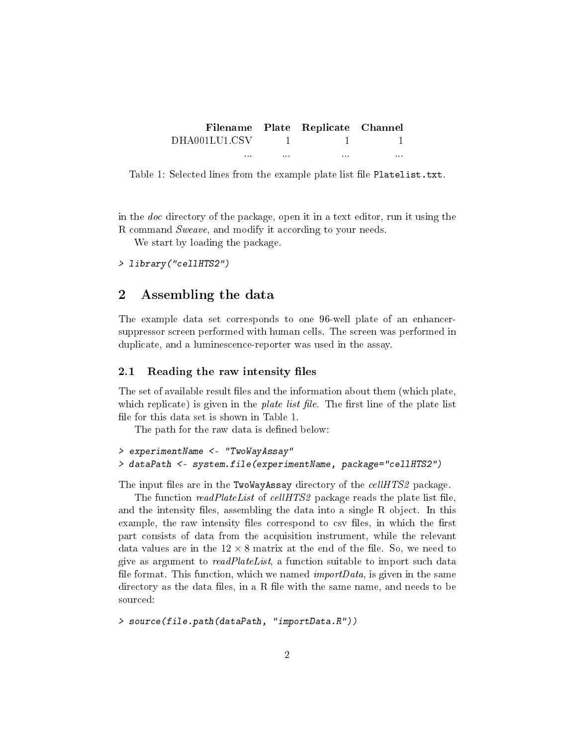| Filename | Plate | Replicate | Channel |
|---|---|---|---|
| DHA001LU1.CSV | 1 | 1 | 1 |
| ... | ... | ... | ... |

Table 1: Selected lines from the example plate list file `Platelist.txt`.

in the *doc* directory of the package, open it in a text editor, run it using the R command *Sweave*, and modify it according to your needs.

We start by loading the package.

```
> library("cellHTS2")
```

## 2 Assembling the data

The example data set corresponds to one 96-well plate of an enhancer-suppressor screen performed with human cells. The screen was performed in duplicate, and a luminescence-reporter was used in the assay.

### 2.1 Reading the raw intensity files

The set of available result files and the information about them (which plate, which replicate) is given in the *plate list file*. The first line of the plate list file for this data set is shown in Table 1.

The path for the raw data is defined below:

```
> experimentName <- "TwoWayAssay"
> dataPath <- system.file(experimentName, package="cellHTS2")
```

The input files are in the `TwoWayAssay` directory of the *cellHTS2* package.

The function *readPlateList* of *cellHTS2* package reads the plate list file, and the intensity files, assembling the data into a single R object. In this example, the raw intensity files correspond to csv files, in which the first part consists of data from the acquisition instrument, while the relevant data values are in the $12 \times 8$ matrix at the end of the file. So, we need to give as argument to *readPlateList*, a function suitable to import such data file format. This function, which we named *importData*, is given in the same directory as the data files, in a R file with the same name, and needs to be sourced:

```
> source(file.path(dataPath, "importData.R"))
```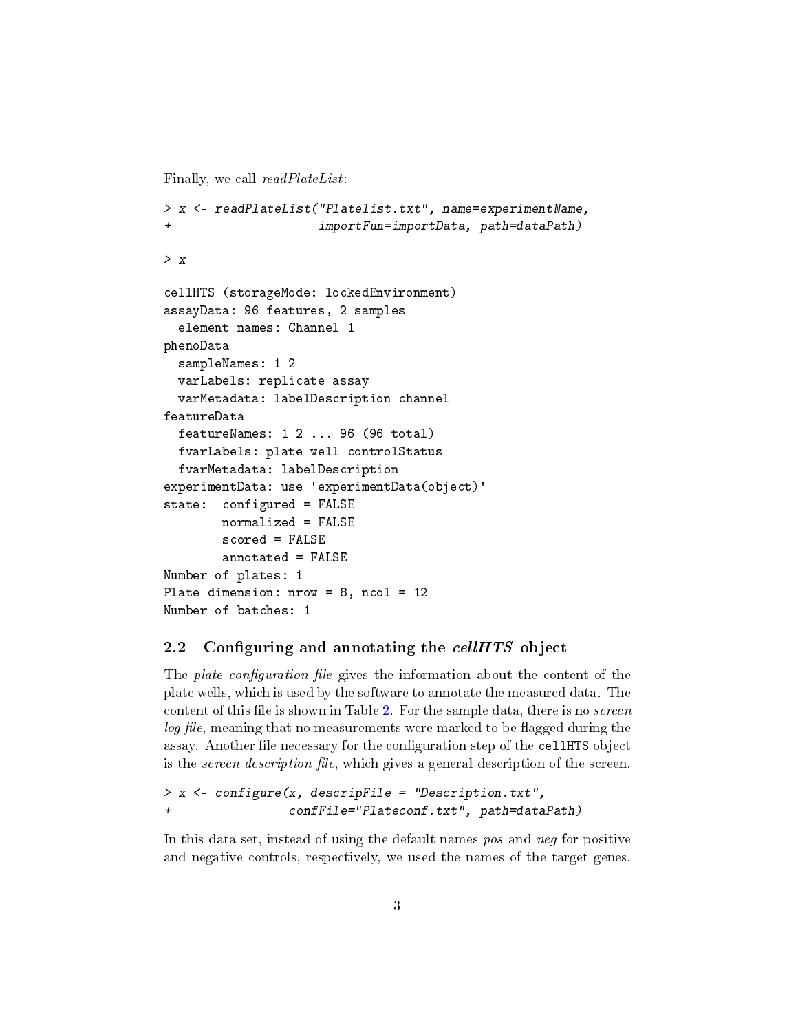Finally, we call *readPlateList*:

```
> x <- readPlateList("Platelist.txt", name=experimentName,
+                    importFun=importData, path=dataPath)

> x

cellHTS (storageMode: lockedEnvironment)
assayData: 96 features, 2 samples
  element names: Channel 1
phenoData
  sampleNames: 1 2
  varLabels: replicate assay
  varMetadata: labelDescription channel
featureData
  featureNames: 1 2 ... 96 (96 total)
  fvarLabels: plate well controlStatus
  fvarMetadata: labelDescription
experimentData: use 'experimentData(object)'
state:  configured = FALSE
        normalized = FALSE
        scored = FALSE
        annotated = FALSE
Number of plates: 1
Plate dimension: nrow = 8, ncol = 12
Number of batches: 1
```

## 2.2 Configuring and annotating the *cellHTS* object

The *plate configuration file* gives the information about the content of the plate wells, which is used by the software to annotate the measured data. The content of this file is shown in Table 2. For the sample data, there is no *screen log file*, meaning that no measurements were marked to be flagged during the assay. Another file necessary for the configuration step of the `cellHTS` object is the *screen description file*, which gives a general description of the screen.

```
> x <- configure(x, descripFile = "Description.txt",
+                confFile="Plateconf.txt", path=dataPath)
```

In this data set, instead of using the default names *pos* and *neg* for positive and negative controls, respectively, we used the names of the target genes.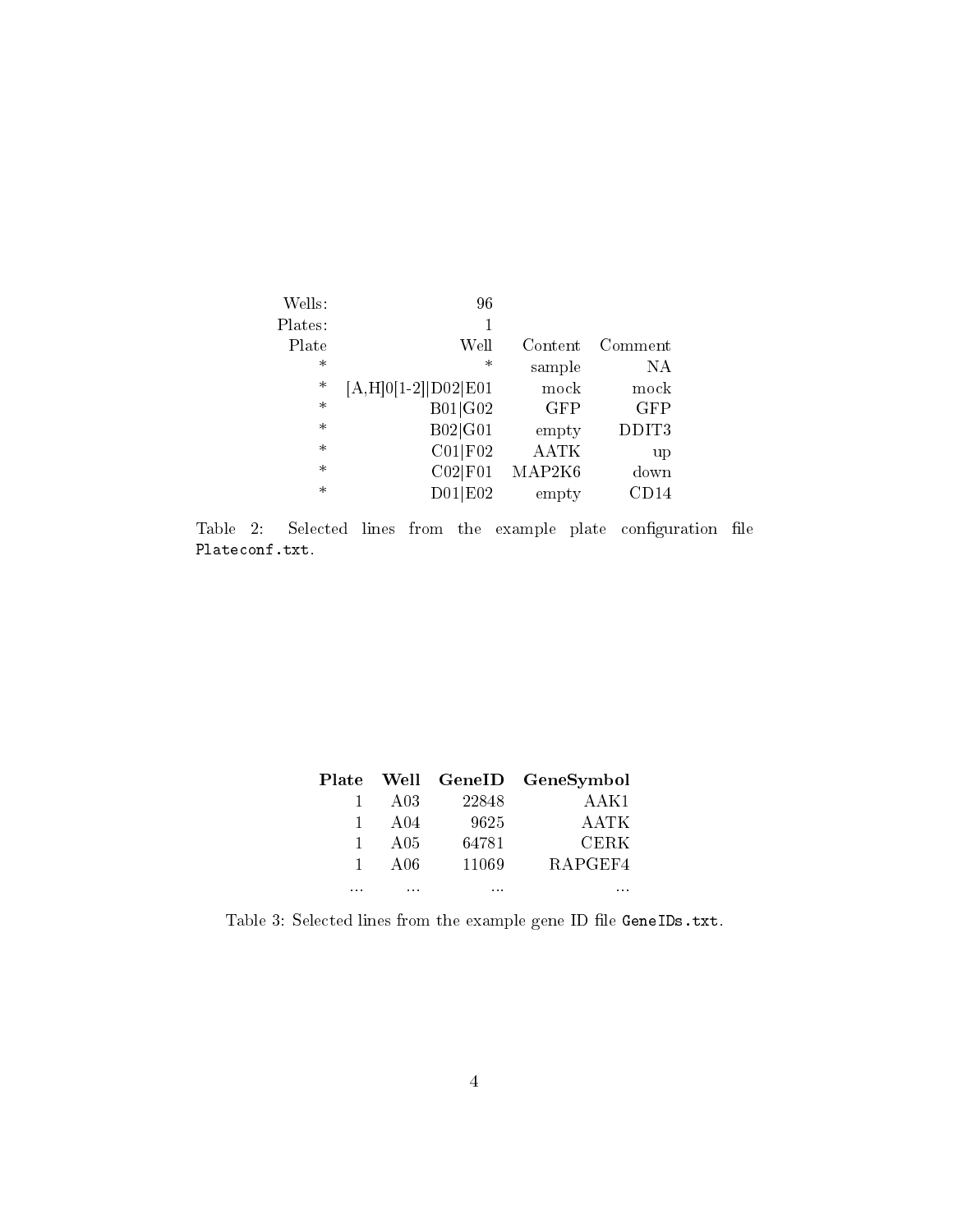| Wells: | 96 | | |
|---|---|---|---|
| Plates: | 1 | | |
| Plate | Well | Content | Comment |
| * | * | sample | NA |
| * | [A,H]0[1-2]\|D02\|E01 | mock | mock |
| * | B01\|G02 | GFP | GFP |
| * | B02\|G01 | empty | DDIT3 |
| * | C01\|F02 | AATK | up |
| * | C02\|F01 | MAP2K6 | down |
| * | D01\|E02 | empty | CD14 |

Table 2: Selected lines from the example plate configuration file `Plateconf.txt`.

| **Plate** | **Well** | **GeneID** | **GeneSymbol** |
|---|---|---|---|
| 1 | A03 | 22848 | AAK1 |
| 1 | A04 | 9625 | AATK |
| 1 | A05 | 64781 | CERK |
| 1 | A06 | 11069 | RAPGEF4 |
| ... | ... | ... | ... |

Table 3: Selected lines from the example gene ID file `GeneIDs.txt`.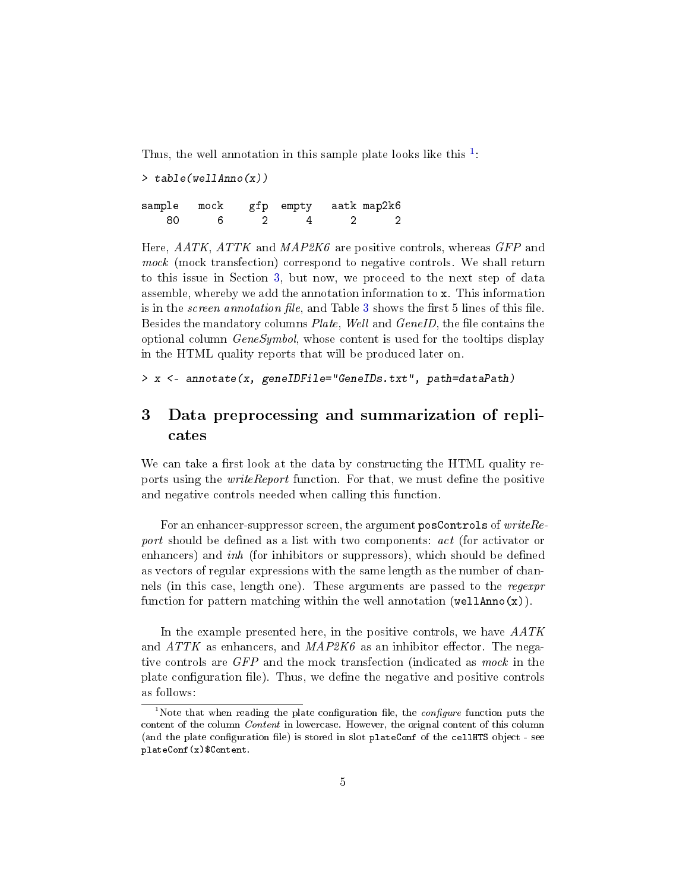Thus, the well annotation in this sample plate looks like this [1]:

```
> table(wellAnno(x))

sample   mock    gfp  empty   aatk map2k6 
    80      6      2      4      2      2 
```

Here, *AATK*, *ATTK* and *MAP2K6* are positive controls, whereas *GFP* and *mock* (mock transfection) correspond to negative controls. We shall return to this issue in Section 3, but now, we proceed to the next step of data assemble, whereby we add the annotation information to `x`. This information is in the *screen annotation file*, and Table 3 shows the first 5 lines of this file. Besides the mandatory columns *Plate*, *Well* and *GeneID*, the file contains the optional column *GeneSymbol*, whose content is used for the tooltips display in the HTML quality reports that will be produced later on.

```
> x <- annotate(x, geneIDFile="GeneIDs.txt", path=dataPath)
```

# 3 Data preprocessing and summarization of replicates

We can take a first look at the data by constructing the HTML quality reports using the *writeReport* function. For that, we must define the positive and negative controls needed when calling this function.

For an enhancer-suppressor screen, the argument `posControls` of *writeReport* should be defined as a list with two components: *act* (for activator or enhancers) and *inh* (for inhibitors or suppressors), which should be defined as vectors of regular expressions with the same length as the number of channels (in this case, length one). These arguments are passed to the *regexpr* function for pattern matching within the well annotation (`wellAnno(x)`).

In the example presented here, in the positive controls, we have *AATK* and *ATTK* as enhancers, and *MAP2K6* as an inhibitor effector. The negative controls are *GFP* and the mock transfection (indicated as *mock* in the plate configuration file). Thus, we define the negative and positive controls as follows:

---

[1] Note that when reading the plate configuration file, the *configure* function puts the content of the column *Content* in lowercase. However, the orignal content of this column (and the plate configuration file) is stored in slot `plateConf` of the `cellHTS` object - see `plateConf(x)$Content`.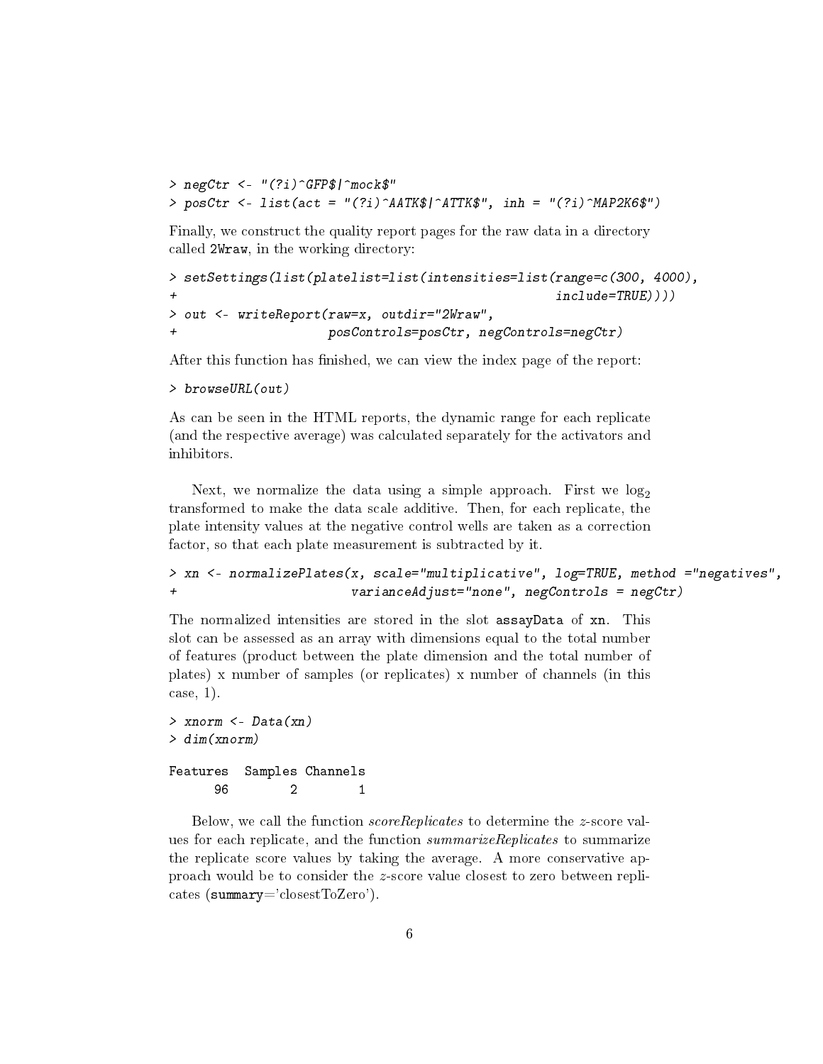```
> negCtr <- "(?i)^GFP$|^mock$"
> posCtr <- list(act = "(?i)^AATK$|^ATTK$", inh = "(?i)^MAP2K6$")
```

Finally, we construct the quality report pages for the raw data in a directory called 2Wraw, in the working directory:

```
> setSettings(list(platelist=list(intensities=list(range=c(300, 4000),
+                                                  include=TRUE))))
> out <- writeReport(raw=x, outdir="2Wraw",
+                    posControls=posCtr, negControls=negCtr)
```

After this function has finished, we can view the index page of the report:

```
> browseURL(out)
```

As can be seen in the HTML reports, the dynamic range for each replicate (and the respective average) was calculated separately for the activators and inhibitors.

Next, we normalize the data using a simple approach. First we $\log_2$ transformed to make the data scale additive. Then, for each replicate, the plate intensity values at the negative control wells are taken as a correction factor, so that each plate measurement is subtracted by it.

```
> xn <- normalizePlates(x, scale="multiplicative", log=TRUE, method ="negatives",
+                       varianceAdjust="none", negControls = negCtr)
```

The normalized intensities are stored in the slot `assayData` of `xn`. This slot can be assessed as an array with dimensions equal to the total number of features (product between the plate dimension and the total number of plates) x number of samples (or replicates) x number of channels (in this case, 1).

```
> xnorm <- Data(xn)
> dim(xnorm)

Features  Samples Channels 
      96        2        1 
```

Below, we call the function *scoreReplicates* to determine the $z$-score values for each replicate, and the function *summarizeReplicates* to summarize the replicate score values by taking the average. A more conservative approach would be to consider the $z$-score value closest to zero between replicates (**summary**='closestToZero').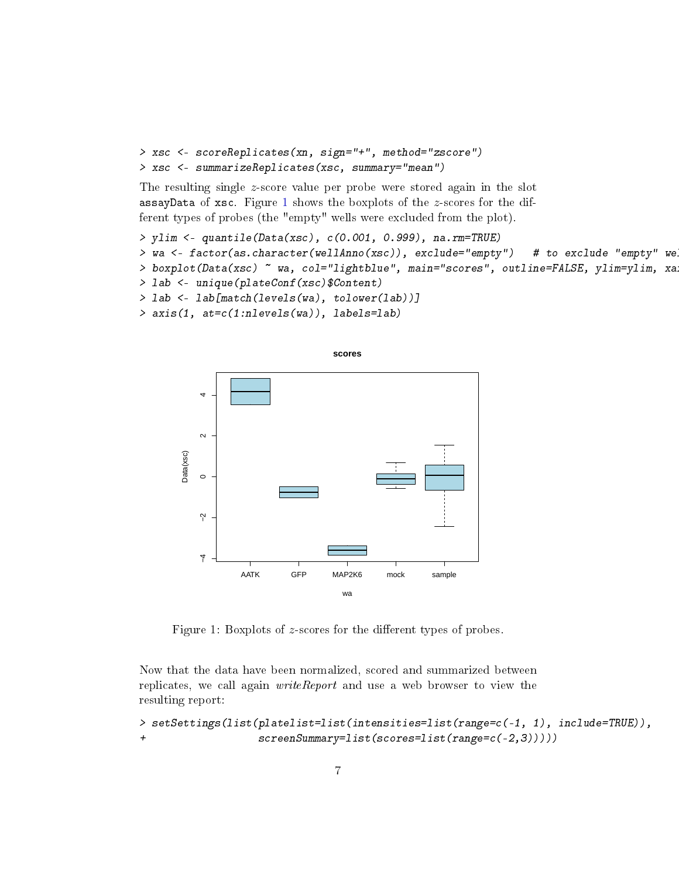```
> xsc <- scoreReplicates(xn, sign="+", method="zscore")
> xsc <- summarizeReplicates(xsc, summary="mean")
```

The resulting single $z$-score value per probe were stored again in the slot `assayData` of `xsc`. Figure 1 shows the boxplots of the $z$-scores for the different types of probes (the "empty" wells were excluded from the plot).

```
> ylim <- quantile(Data(xsc), c(0.001, 0.999), na.rm=TRUE)
> wa <- factor(as.character(wellAnno(xsc)), exclude="empty")   # to exclude "empty" wel
> boxplot(Data(xsc) ~ wa, col="lightblue", main="scores", outline=FALSE, ylim=ylim, xa
> lab <- unique(plateConf(xsc)$Content)
> lab <- lab[match(levels(wa), tolower(lab))]
> axis(1, at=c(1:nlevels(wa)), labels=lab)
```

Figure 1: Boxplots of $z$-scores for the different types of probes.

Now that the data have been normalized, scored and summarized between replicates, we call again *writeReport* and use a web browser to view the resulting report:

```
> setSettings(list(platelist=list(intensities=list(range=c(-1, 1), include=TRUE)),
+                  screenSummary=list(scores=list(range=c(-2,3)))))
```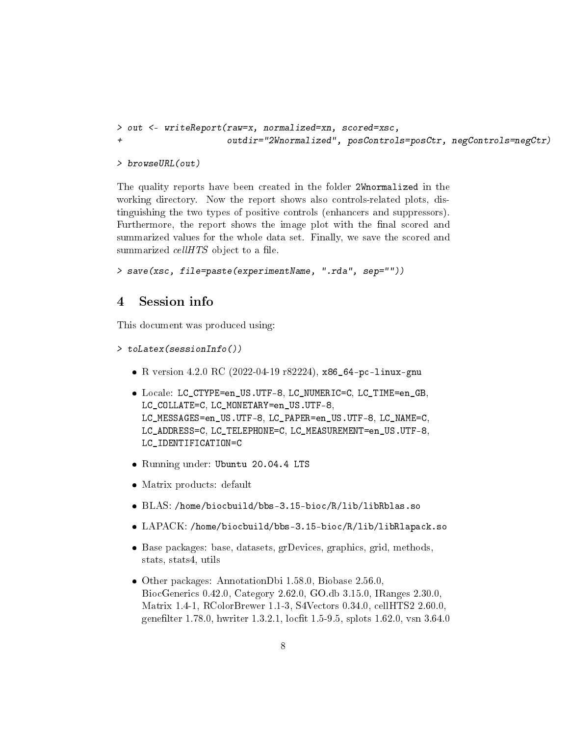```
> out <- writeReport(raw=x, normalized=xn, scored=xsc,
+                    outdir="2Wnormalized", posControls=posCtr, negControls=negCtr)
```

```
> browseURL(out)
```

The quality reports have been created in the folder `2Wnormalized` in the working directory. Now the report shows also controls-related plots, distinguishing the two types of positive controls (enhancers and suppressors). Furthermore, the report shows the image plot with the final scored and summarized values for the whole data set. Finally, we save the scored and summarized *cellHTS* object to a file.

```
> save(xsc, file=paste(experimentName, ".rda", sep=""))
```

## 4 Session info

This document was produced using:

```
> toLatex(sessionInfo())
```

- R version 4.2.0 RC (2022-04-19 r82224), `x86_64-pc-linux-gnu`
- Locale: `LC_CTYPE=en_US.UTF-8`, `LC_NUMERIC=C`, `LC_TIME=en_GB`, `LC_COLLATE=C`, `LC_MONETARY=en_US.UTF-8`, `LC_MESSAGES=en_US.UTF-8`, `LC_PAPER=en_US.UTF-8`, `LC_NAME=C`, `LC_ADDRESS=C`, `LC_TELEPHONE=C`, `LC_MEASUREMENT=en_US.UTF-8`, `LC_IDENTIFICATION=C`
- Running under: `Ubuntu 20.04.4 LTS`
- Matrix products: default
- BLAS: `/home/biocbuild/bbs-3.15-bioc/R/lib/libRblas.so`
- LAPACK: `/home/biocbuild/bbs-3.15-bioc/R/lib/libRlapack.so`
- Base packages: base, datasets, grDevices, graphics, grid, methods, stats, stats4, utils
- Other packages: AnnotationDbi 1.58.0, Biobase 2.56.0, BiocGenerics 0.42.0, Category 2.62.0, GO.db 3.15.0, IRanges 2.30.0, Matrix 1.4-1, RColorBrewer 1.1-3, S4Vectors 0.34.0, cellHTS2 2.60.0, genefilter 1.78.0, hwriter 1.3.2.1, locfit 1.5-9.5, splots 1.62.0, vsn 3.64.0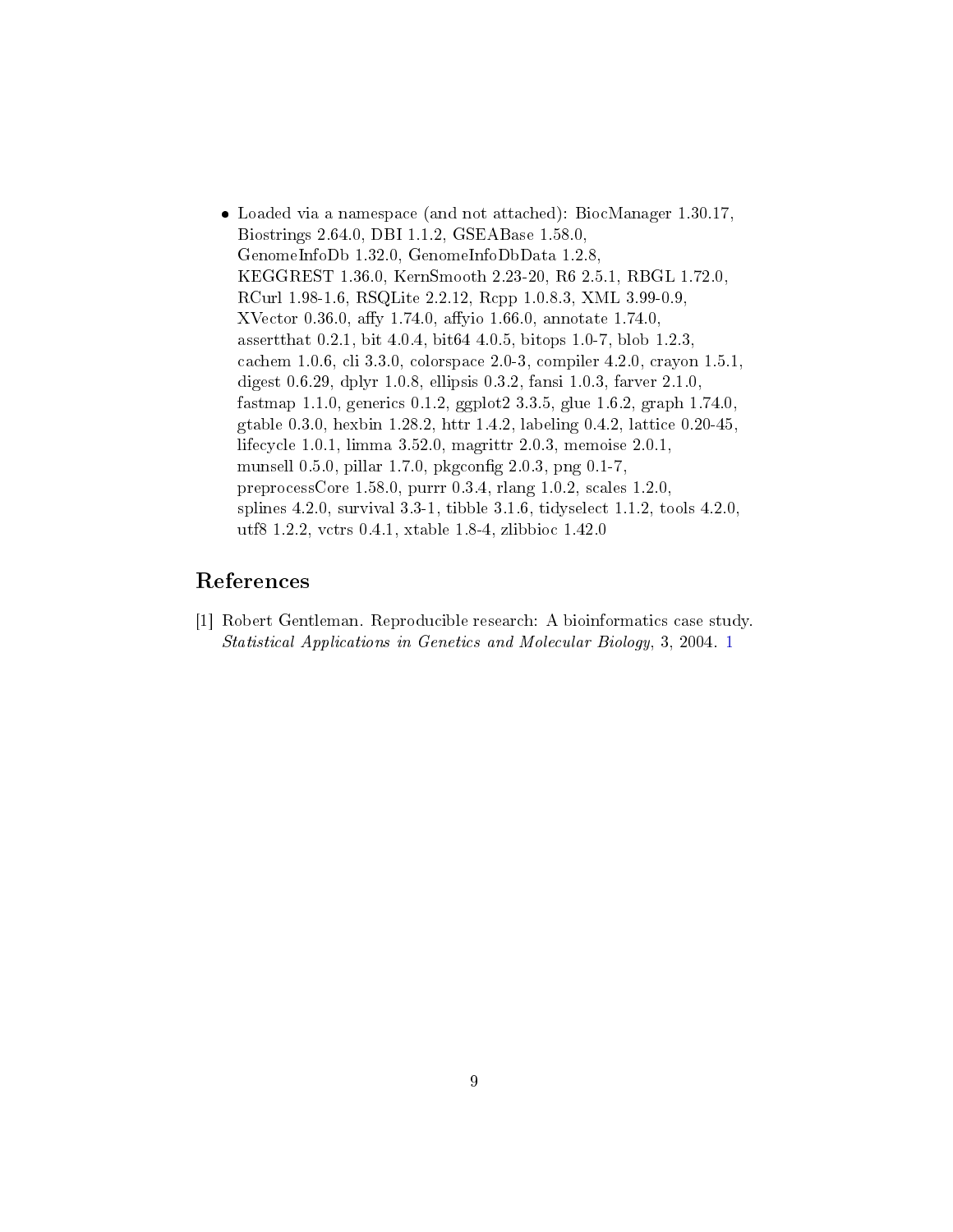- Loaded via a namespace (and not attached): BiocManager 1.30.17, Biostrings 2.64.0, DBI 1.1.2, GSEABase 1.58.0, GenomeInfoDb 1.32.0, GenomeInfoDbData 1.2.8, KEGGREST 1.36.0, KernSmooth 2.23-20, R6 2.5.1, RBGL 1.72.0, RCurl 1.98-1.6, RSQLite 2.2.12, Rcpp 1.0.8.3, XML 3.99-0.9, XVector 0.36.0, affy 1.74.0, affyio 1.66.0, annotate 1.74.0, assertthat 0.2.1, bit 4.0.4, bit64 4.0.5, bitops 1.0-7, blob 1.2.3, cachem 1.0.6, cli 3.3.0, colorspace 2.0-3, compiler 4.2.0, crayon 1.5.1, digest 0.6.29, dplyr 1.0.8, ellipsis 0.3.2, fansi 1.0.3, farver 2.1.0, fastmap 1.1.0, generics 0.1.2, ggplot2 3.3.5, glue 1.6.2, graph 1.74.0, gtable 0.3.0, hexbin 1.28.2, httr 1.4.2, labeling 0.4.2, lattice 0.20-45, lifecycle 1.0.1, limma 3.52.0, magrittr 2.0.3, memoise 2.0.1, munsell 0.5.0, pillar 1.7.0, pkgconfig 2.0.3, png 0.1-7, preprocessCore 1.58.0, purrr 0.3.4, rlang 1.0.2, scales 1.2.0, splines 4.2.0, survival 3.3-1, tibble 3.1.6, tidyselect 1.1.2, tools 4.2.0, utf8 1.2.2, vctrs 0.4.1, xtable 1.8-4, zlibbioc 1.42.0

## References

[1] Robert Gentleman. Reproducible research: A bioinformatics case study. *Statistical Applications in Genetics and Molecular Biology*, 3, 2004. 1